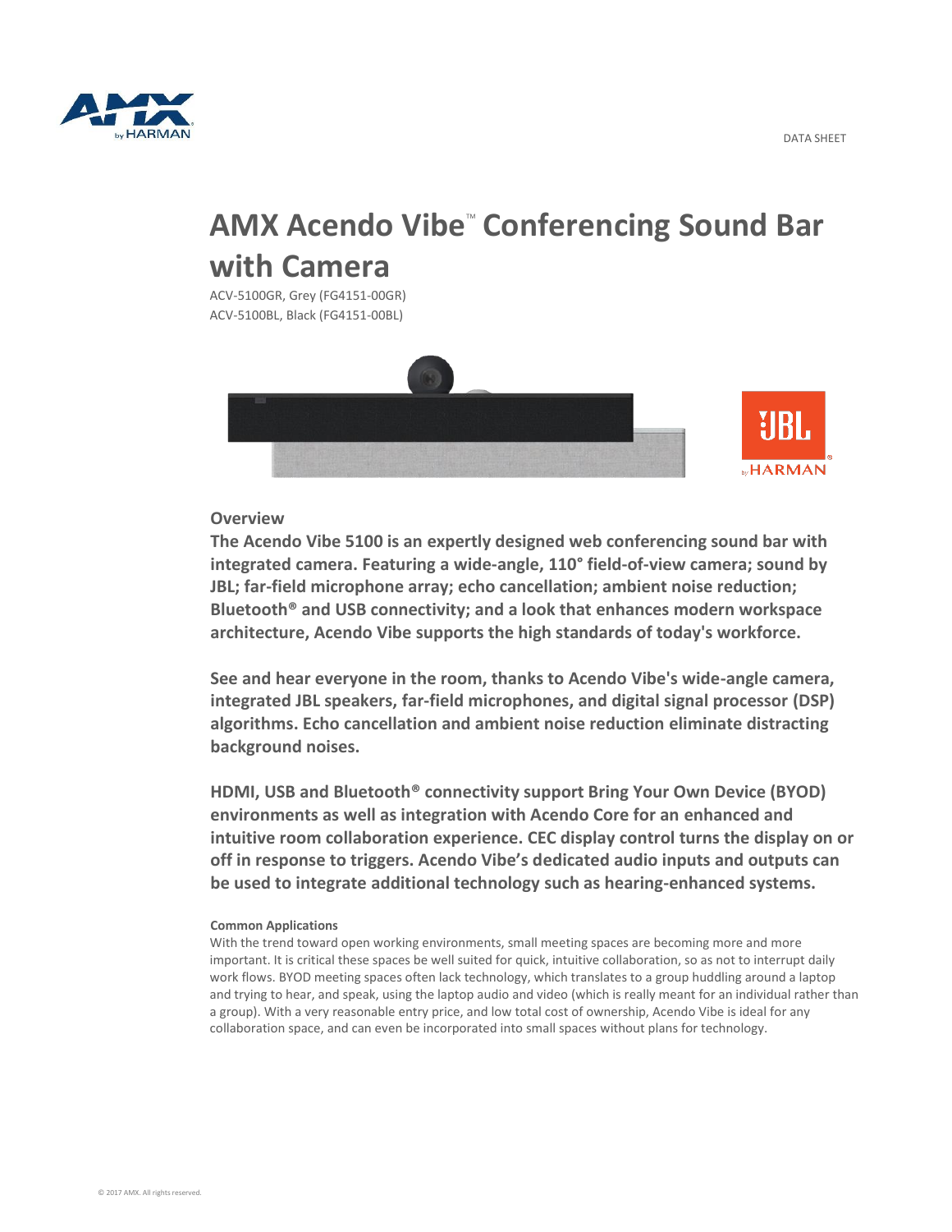DATA SHEET

# AMX Acendo Vibe™ Conferencing Sound Bar with Camera

ACV-5100GR, Grey (FG4151-00GR)
ACV-5100BL, Black (FG4151-00BL)

## Overview

**The Acendo Vibe 5100 is an expertly designed web conferencing sound bar with integrated camera. Featuring a wide-angle, 110° field-of-view camera; sound by JBL; far-field microphone array; echo cancellation; ambient noise reduction; Bluetooth® and USB connectivity; and a look that enhances modern workspace architecture, Acendo Vibe supports the high standards of today's workforce.**

**See and hear everyone in the room, thanks to Acendo Vibe's wide-angle camera, integrated JBL speakers, far-field microphones, and digital signal processor (DSP) algorithms. Echo cancellation and ambient noise reduction eliminate distracting background noises.**

**HDMI, USB and Bluetooth® connectivity support Bring Your Own Device (BYOD) environments as well as integration with Acendo Core for an enhanced and intuitive room collaboration experience. CEC display control turns the display on or off in response to triggers. Acendo Vibe's dedicated audio inputs and outputs can be used to integrate additional technology such as hearing-enhanced systems.**

### Common Applications

With the trend toward open working environments, small meeting spaces are becoming more and more important. It is critical these spaces be well suited for quick, intuitive collaboration, so as not to interrupt daily work flows. BYOD meeting spaces often lack technology, which translates to a group huddling around a laptop and trying to hear, and speak, using the laptop audio and video (which is really meant for an individual rather than a group). With a very reasonable entry price, and low total cost of ownership, Acendo Vibe is ideal for any collaboration space, and can even be incorporated into small spaces without plans for technology.

© 2017 AMX. All rights reserved.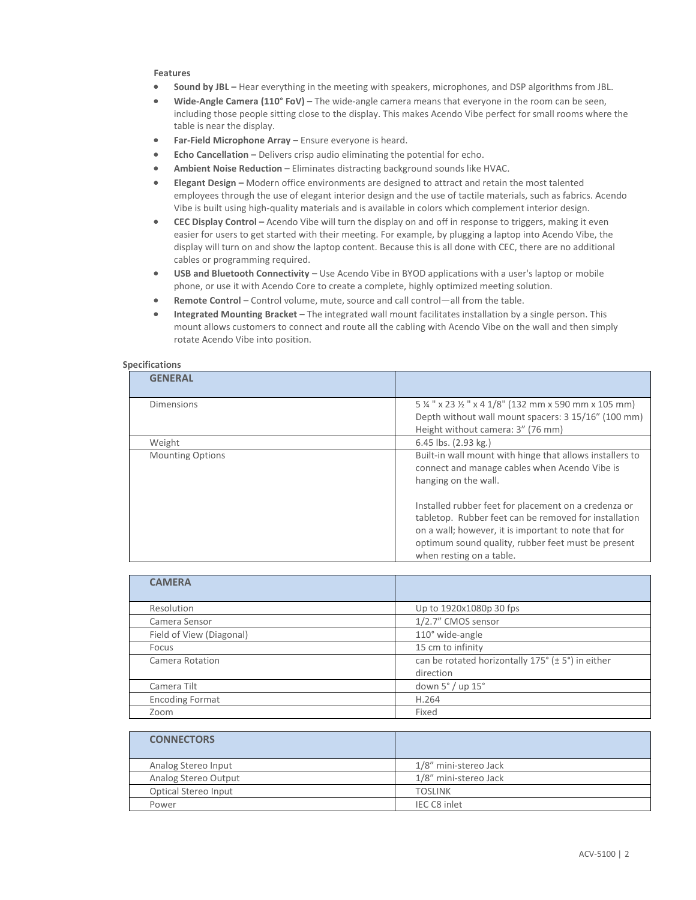**Features**

- **Sound by JBL –** Hear everything in the meeting with speakers, microphones, and DSP algorithms from JBL.
- **Wide-Angle Camera (110° FoV) –** The wide-angle camera means that everyone in the room can be seen, including those people sitting close to the display. This makes Acendo Vibe perfect for small rooms where the table is near the display.
- **Far-Field Microphone Array –** Ensure everyone is heard.
- **Echo Cancellation –** Delivers crisp audio eliminating the potential for echo.
- **Ambient Noise Reduction –** Eliminates distracting background sounds like HVAC.
- **Elegant Design –** Modern office environments are designed to attract and retain the most talented employees through the use of elegant interior design and the use of tactile materials, such as fabrics. Acendo Vibe is built using high-quality materials and is available in colors which complement interior design.
- **CEC Display Control –** Acendo Vibe will turn the display on and off in response to triggers, making it even easier for users to get started with their meeting. For example, by plugging a laptop into Acendo Vibe, the display will turn on and show the laptop content. Because this is all done with CEC, there are no additional cables or programming required.
- **USB and Bluetooth Connectivity –** Use Acendo Vibe in BYOD applications with a user's laptop or mobile phone, or use it with Acendo Core to create a complete, highly optimized meeting solution.
- **Remote Control –** Control volume, mute, source and call control—all from the table.
- **Integrated Mounting Bracket –** The integrated wall mount facilitates installation by a single person. This mount allows customers to connect and route all the cabling with Acendo Vibe on the wall and then simply rotate Acendo Vibe into position.

**Specifications**

| GENERAL | |
|---|---|
| Dimensions | 5 ¼ " x 23 ½ " x 4 1/8" (132 mm x 590 mm x 105 mm)<br>Depth without wall mount spacers: 3 15/16" (100 mm)<br>Height without camera: 3" (76 mm) |
| Weight | 6.45 lbs. (2.93 kg.) |
| Mounting Options | Built-in wall mount with hinge that allows installers to connect and manage cables when Acendo Vibe is hanging on the wall.<br><br>Installed rubber feet for placement on a credenza or tabletop. Rubber feet can be removed for installation on a wall; however, it is important to note that for optimum sound quality, rubber feet must be present when resting on a table. |

| CAMERA | |
|---|---|
| Resolution | Up to 1920x1080p 30 fps |
| Camera Sensor | 1/2.7" CMOS sensor |
| Field of View (Diagonal) | 110° wide-angle |
| Focus | 15 cm to infinity |
| Camera Rotation | can be rotated horizontally 175° (± 5°) in either direction |
| Camera Tilt | down 5° / up 15° |
| Encoding Format | H.264 |
| Zoom | Fixed |

| CONNECTORS | |
|---|---|
| Analog Stereo Input | 1/8" mini-stereo Jack |
| Analog Stereo Output | 1/8" mini-stereo Jack |
| Optical Stereo Input | TOSLINK |
| Power | IEC C8 inlet |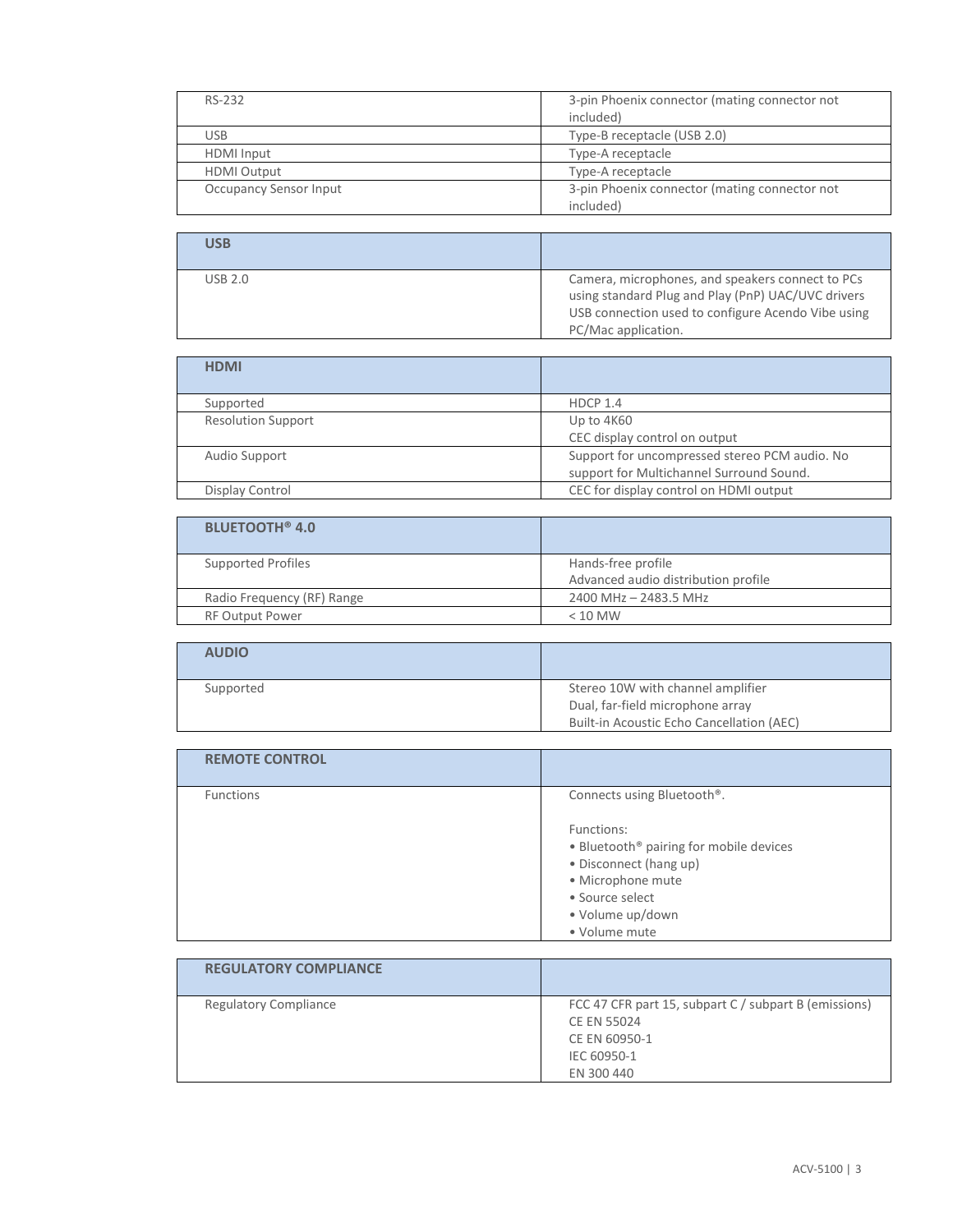| RS-232 | 3-pin Phoenix connector (mating connector not included) |
| --- | --- |
| USB | Type-B receptacle (USB 2.0) |
| HDMI Input | Type-A receptacle |
| HDMI Output | Type-A receptacle |
| Occupancy Sensor Input | 3-pin Phoenix connector (mating connector not included) |

| **USB** | |
| --- | --- |
| USB 2.0 | Camera, microphones, and speakers connect to PCs using standard Plug and Play (PnP) UAC/UVC drivers<br>USB connection used to configure Acendo Vibe using PC/Mac application. |

| **HDMI** | |
| --- | --- |
| Supported | HDCP 1.4 |
| Resolution Support | Up to 4K60<br>CEC display control on output |
| Audio Support | Support for uncompressed stereo PCM audio. No support for Multichannel Surround Sound. |
| Display Control | CEC for display control on HDMI output |

| **BLUETOOTH® 4.0** | |
| --- | --- |
| Supported Profiles | Hands-free profile<br>Advanced audio distribution profile |
| Radio Frequency (RF) Range | 2400 MHz – 2483.5 MHz |
| RF Output Power | < 10 MW |

| **AUDIO** | |
| --- | --- |
| Supported | Stereo 10W with channel amplifier<br>Dual, far-field microphone array<br>Built-in Acoustic Echo Cancellation (AEC) |

| **REMOTE CONTROL** | |
| --- | --- |
| Functions | Connects using Bluetooth®.<br><br>Functions:<br>• Bluetooth® pairing for mobile devices<br>• Disconnect (hang up)<br>• Microphone mute<br>• Source select<br>• Volume up/down<br>• Volume mute |

| **REGULATORY COMPLIANCE** | |
| --- | --- |
| Regulatory Compliance | FCC 47 CFR part 15, subpart C / subpart B (emissions)<br>CE EN 55024<br>CE EN 60950-1<br>IEC 60950-1<br>EN 300 440 |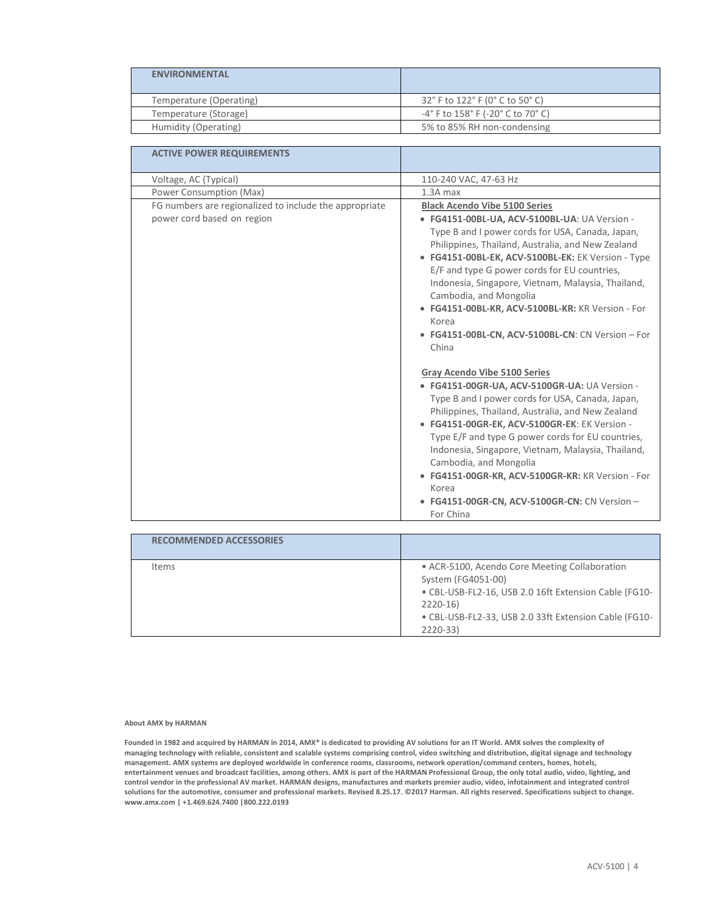| ENVIRONMENTAL | |
| --- | --- |
| Temperature (Operating) | 32° F to 122° F (0° C to 50° C) |
| Temperature (Storage) | -4° F to 158° F (-20° C to 70° C) |
| Humidity (Operating) | 5% to 85% RH non-condensing |

| ACTIVE POWER REQUIREMENTS | |
| --- | --- |
| Voltage, AC (Typical) | 110-240 VAC, 47-63 Hz |
| Power Consumption (Max) | 1.3A max |
| FG numbers are regionalized to include the appropriate power cord based on region | <u>**Black Acendo Vibe 5100 Series**</u><br>• **FG4151-00BL-UA, ACV-5100BL-UA**: UA Version - Type B and I power cords for USA, Canada, Japan, Philippines, Thailand, Australia, and New Zealand<br>• **FG4151-00BL-EK, ACV-5100BL-EK:** EK Version - Type E/F and type G power cords for EU countries, Indonesia, Singapore, Vietnam, Malaysia, Thailand, Cambodia, and Mongolia<br>• **FG4151-00BL-KR, ACV-5100BL-KR:** KR Version - For Korea<br>• **FG4151-00BL-CN, ACV-5100BL-CN**: CN Version – For China<br><br><u>**Gray Acendo Vibe 5100 Series**</u><br>• **FG4151-00GR-UA, ACV-5100GR-UA:** UA Version - Type B and I power cords for USA, Canada, Japan, Philippines, Thailand, Australia, and New Zealand<br>• **FG4151-00GR-EK, ACV-5100GR-EK**: EK Version - Type E/F and type G power cords for EU countries, Indonesia, Singapore, Vietnam, Malaysia, Thailand, Cambodia, and Mongolia<br>• **FG4151-00GR-KR, ACV-5100GR-KR:** KR Version - For Korea<br>• **FG4151-00GR-CN, ACV-5100GR-CN:** CN Version – For China |

| RECOMMENDED ACCESSORIES | |
| --- | --- |
| Items | • ACR-5100, Acendo Core Meeting Collaboration System (FG4051-00)<br>• CBL-USB-FL2-16, USB 2.0 16ft Extension Cable (FG10-2220-16)<br>• CBL-USB-FL2-33, USB 2.0 33ft Extension Cable (FG10-2220-33) |

**About AMX by HARMAN**

**Founded in 1982 and acquired by HARMAN in 2014, AMX® is dedicated to providing AV solutions for an IT World. AMX solves the complexity of managing technology with reliable, consistent and scalable systems comprising control, video switching and distribution, digital signage and technology management. AMX systems are deployed worldwide in conference rooms, classrooms, network operation/command centers, homes, hotels, entertainment venues and broadcast facilities, among others. AMX is part of the HARMAN Professional Group, the only total audio, video, lighting, and control vendor in the professional AV market. HARMAN designs, manufactures and markets premier audio, video, infotainment and integrated control solutions for the automotive, consumer and professional markets. Revised 8.25.17. ©2017 Harman. All rights reserved. Specifications subject to change. www.amx.com | +1.469.624.7400 |800.222.0193**